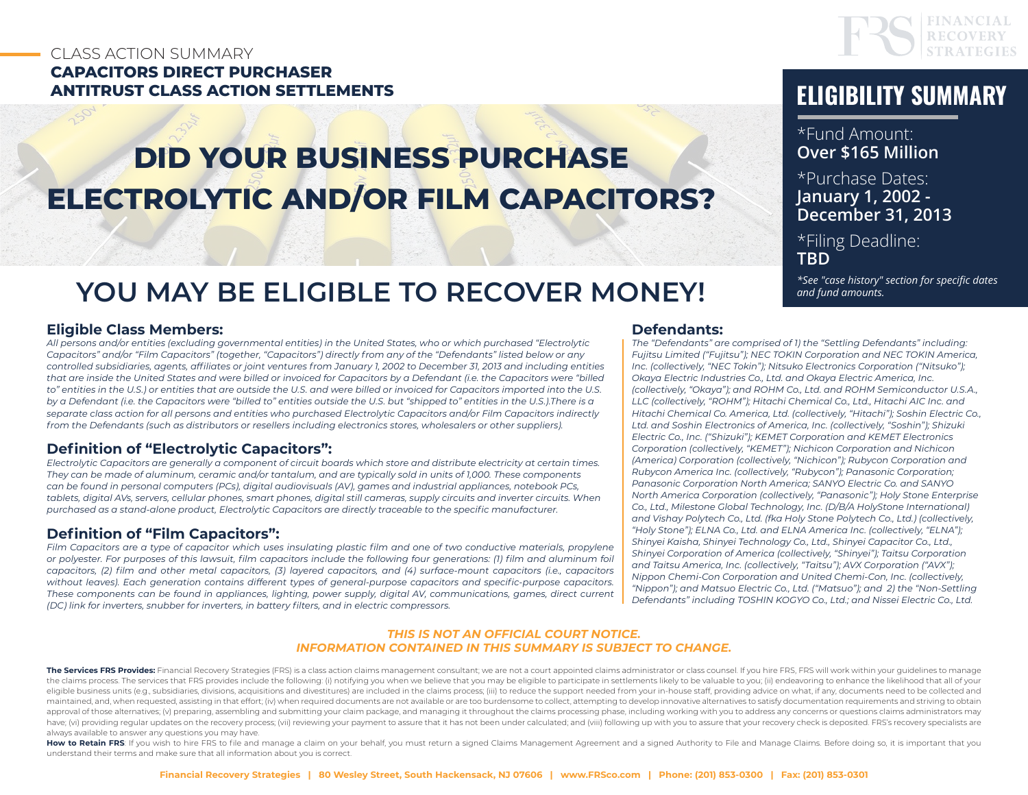CLASS ACTION SUMMARY

**CAPACITORS DIRECT PURCHASER ANTITRUST CLASS ACTION SETTLEMENTS**

FINANCIAL RECOVERY STRATEGIES

# DID YOUR BUSINESS PURCHASE ELECTROLYTIC AND/OR FILM CAPACITORS?

## YOU MAY BE ELIGIBLE TO RECOVER MONEY!

## ELIGIBILITY SUMMARY

*Fund Amount:
**Over $165 Million**

*Purchase Dates:
**January 1, 2002 - December 31, 2013**

*Filing Deadline:
**TBD**

*\*See "case history" section for specific dates and fund amounts.*

### Eligible Class Members:

*All persons and/or entities (excluding governmental entities) in the United States, who or which purchased "Electrolytic Capacitors" and/or "Film Capacitors" (together, "Capacitors") directly from any of the "Defendants" listed below or any controlled subsidiaries, agents, affiliates or joint ventures from January 1, 2002 to December 31, 2013 and including entities that are inside the United States and were billed or invoiced for Capacitors by a Defendant (i.e. the Capacitors were "billed to" entities in the U.S.) or entities that are outside the U.S. and were billed or invoiced for Capacitors imported into the U.S. by a Defendant (i.e. the Capacitors were "billed to" entities outside the U.S. but "shipped to" entities in the U.S.).There is a separate class action for all persons and entities who purchased Electrolytic Capacitors and/or Film Capacitors indirectly from the Defendants (such as distributors or resellers including electronics stores, wholesalers or other suppliers).*

### Definition of "Electrolytic Capacitors":

*Electrolytic Capacitors are generally a component of circuit boards which store and distribute electricity at certain times. They can be made of aluminum, ceramic and/or tantalum, and are typically sold in units of 1,000. These components can be found in personal computers (PCs), digital audiovisuals (AV), games and industrial appliances, notebook PCs, tablets, digital AVs, servers, cellular phones, smart phones, digital still cameras, supply circuits and inverter circuits. When purchased as a stand-alone product, Electrolytic Capacitors are directly traceable to the specific manufacturer.*

### Definition of "Film Capacitors":

*Film Capacitors are a type of capacitor which uses insulating plastic film and one of two conductive materials, propylene or polyester. For purposes of this lawsuit, film capacitors include the following four generations: (1) film and aluminum foil capacitors, (2) film and other metal capacitors, (3) layered capacitors, and (4) surface-mount capacitors (i.e., capacitors without leaves). Each generation contains different types of general-purpose capacitors and specific-purpose capacitors. These components can be found in appliances, lighting, power supply, digital AV, communications, games, direct current (DC) link for inverters, snubber for inverters, in battery filters, and in electric compressors.*

### Defendants:

*The "Defendants" are comprised of 1) the "Settling Defendants" including: Fujitsu Limited ("Fujitsu"); NEC TOKIN Corporation and NEC TOKIN America, Inc. (collectively, "NEC Tokin"); Nitsuko Electronics Corporation ("Nitsuko"); Okaya Electric Industries Co., Ltd. and Okaya Electric America, Inc. (collectively, "Okaya"); and ROHM Co., Ltd. and ROHM Semiconductor U.S.A., LLC (collectively, "ROHM"); Hitachi Chemical Co., Ltd., Hitachi AIC Inc. and Hitachi Chemical Co. America, Ltd. (collectively, "Hitachi"); Soshin Electric Co., Ltd. and Soshin Electronics of America, Inc. (collectively, "Soshin"); Shizuki Electric Co., Inc. ("Shizuki"); KEMET Corporation and KEMET Electronics Corporation (collectively, "KEMET"); Nichicon Corporation and Nichicon (America) Corporation (collectively, "Nichicon"); Rubycon Corporation and Rubycon America Inc. (collectively, "Rubycon"); Panasonic Corporation; Panasonic Corporation North America; SANYO Electric Co. and SANYO North America Corporation (collectively, "Panasonic"); Holy Stone Enterprise Co., Ltd., Milestone Global Technology, Inc. (D/B/A HolyStone International) and Vishay Polytech Co., Ltd. (fka Holy Stone Polytech Co., Ltd.) (collectively, "Holy Stone"); ELNA Co., Ltd. and ELNA America Inc. (collectively, "ELNA"); Shinyei Kaisha, Shinyei Technology Co., Ltd., Shinyei Capacitor Co., Ltd., Shinyei Corporation of America (collectively, "Shinyei"); Taitsu Corporation and Taitsu America, Inc. (collectively, "Taitsu"); AVX Corporation ("AVX"); Nippon Chemi-Con Corporation and United Chemi-Con, Inc. (collectively, "Nippon"); and Matsuo Electric Co., Ltd. ("Matsuo"); and 2) the "Non-Settling Defendants" including TOSHIN KOGYO Co., Ltd.; and Nissei Electric Co., Ltd.*

***THIS IS NOT AN OFFICIAL COURT NOTICE.***
***INFORMATION CONTAINED IN THIS SUMMARY IS SUBJECT TO CHANGE.***

**The Services FRS Provides:** Financial Recovery Strategies (FRS) is a class action claims management consultant; we are not a court appointed claims administrator or class counsel. If you hire FRS, FRS will work within your guidelines to manage the claims process. The services that FRS provides include the following: (i) notifying you when we believe that you may be eligible to participate in settlements likely to be valuable to you; (ii) endeavoring to enhance the likelihood that all of your eligible business units (e.g., subsidiaries, divisions, acquisitions and divestitures) are included in the claims process; (iii) to reduce the support needed from your in-house staff, providing advice on what, if any, documents need to be collected and maintained, and, when requested, assisting in that effort; (iv) when required documents are not available or are too burdensome to collect, attempting to develop innovative alternatives to satisfy documentation requirements and striving to obtain approval of those alternatives; (v) preparing, assembling and submitting your claim package, and managing it throughout the claims processing phase, including working with you to address any concerns or questions claims administrators may have; (vi) providing regular updates on the recovery process; (vii) reviewing your payment to assure that it has not been under calculated; and (viii) following up with you to assure that your recovery check is deposited. FRS's recovery specialists are always available to answer any questions you may have.

**How to Retain FRS**: If you wish to hire FRS to file and manage a claim on your behalf, you must return a signed Claims Management Agreement and a signed Authority to File and Manage Claims. Before doing so, it is important that you understand their terms and make sure that all information about you is correct.

**Financial Recovery Strategies | 80 Wesley Street, South Hackensack, NJ 07606 | www.FRSco.com | Phone: (201) 853-0300 | Fax: (201) 853-0301**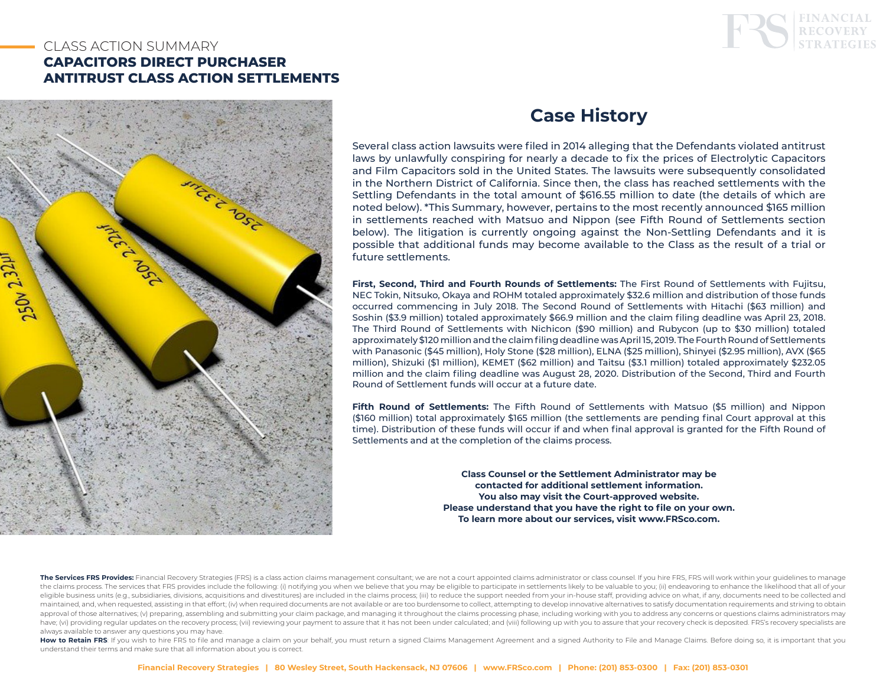CLASS ACTION SUMMARY

# CAPACITORS DIRECT PURCHASER ANTITRUST CLASS ACTION SETTLEMENTS

## Case History

Several class action lawsuits were filed in 2014 alleging that the Defendants violated antitrust laws by unlawfully conspiring for nearly a decade to fix the prices of Electrolytic Capacitors and Film Capacitors sold in the United States. The lawsuits were subsequently consolidated in the Northern District of California. Since then, the class has reached settlements with the Settling Defendants in the total amount of $616.55 million to date (the details of which are noted below). *This Summary, however, pertains to the most recently announced $165 million in settlements reached with Matsuo and Nippon (see Fifth Round of Settlements section below). The litigation is currently ongoing against the Non-Settling Defendants and it is possible that additional funds may become available to the Class as the result of a trial or future settlements.

**First, Second, Third and Fourth Rounds of Settlements:** The First Round of Settlements with Fujitsu, NEC Tokin, Nitsuko, Okaya and ROHM totaled approximately $32.6 million and distribution of those funds occurred commencing in July 2018. The Second Round of Settlements with Hitachi ($63 million) and Soshin ($3.9 million) totaled approximately $66.9 million and the claim filing deadline was April 23, 2018. The Third Round of Settlements with Nichicon ($90 million) and Rubycon (up to $30 million) totaled approximately $120 million and the claim filing deadline was April 15, 2019. The Fourth Round of Settlements with Panasonic ($45 million), Holy Stone ($28 million), ELNA ($25 million), Shinyei ($2.95 million), AVX ($65 million), Shizuki ($1 million), KEMET ($62 million) and Taitsu ($3.1 million) totaled approximately $232.05 million and the claim filing deadline was August 28, 2020. Distribution of the Second, Third and Fourth Round of Settlement funds will occur at a future date.

**Fifth Round of Settlements:** The Fifth Round of Settlements with Matsuo ($5 million) and Nippon ($160 million) total approximately $165 million (the settlements are pending final Court approval at this time). Distribution of these funds will occur if and when final approval is granted for the Fifth Round of Settlements and at the completion of the claims process.

**Class Counsel or the Settlement Administrator may be contacted for additional settlement information.**
**You also may visit the Court-approved website.**
**Please understand that you have the right to file on your own.**
**To learn more about our services, visit www.FRSco.com.**

**The Services FRS Provides:** Financial Recovery Strategies (FRS) is a class action claims management consultant; we are not a court appointed claims administrator or class counsel. If you hire FRS, FRS will work within your guidelines to manage the claims process. The services that FRS provides include the following: (i) notifying you when we believe that you may be eligible to participate in settlements likely to be valuable to you; (ii) endeavoring to enhance the likelihood that all of your eligible business units (e.g., subsidiaries, divisions, acquisitions and divestitures) are included in the claims process; (iii) to reduce the support needed from your in-house staff, providing advice on what, if any, documents need to be collected and maintained, and, when requested, assisting in that effort; (iv) when required documents are not available or are too burdensome to collect, attempting to develop innovative alternatives to satisfy documentation requirements and striving to obtain approval of those alternatives; (v) preparing, assembling and submitting your claim package, and managing it throughout the claims processing phase, including working with you to address any concerns or questions claims administrators may have; (vi) providing regular updates on the recovery process; (vii) reviewing your payment to assure that it has not been under calculated; and (viii) following up with you to assure that your recovery check is deposited. FRS's recovery specialists are always available to answer any questions you may have.

**How to Retain FRS**: If you wish to hire FRS to file and manage a claim on your behalf, you must return a signed Claims Management Agreement and a signed Authority to File and Manage Claims. Before doing so, it is important that you understand their terms and make sure that all information about you is correct.

Financial Recovery Strategies | 80 Wesley Street, South Hackensack, NJ 07606 | www.FRSco.com | Phone: (201) 853-0300 | Fax: (201) 853-0301